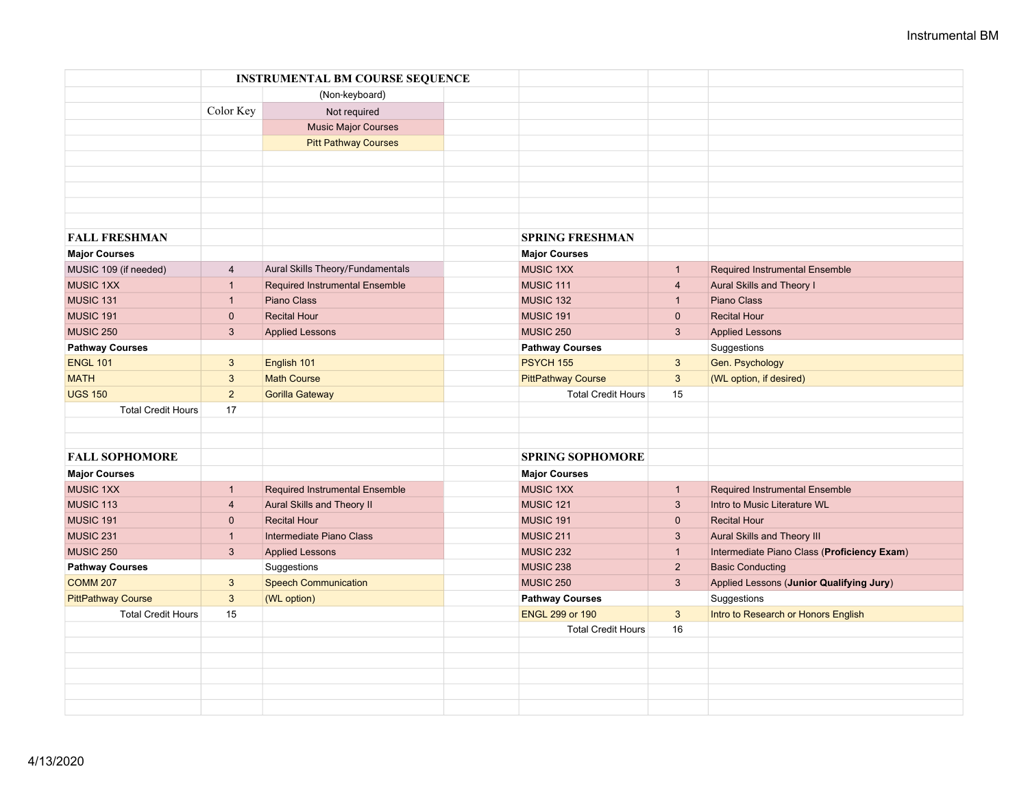# INSTRUMENTAL BM COURSE SEQUENCE

(Non-keyboard)

**Color Key**

- Not required
- Music Major Courses
- Pitt Pathway Courses

## FALL FRESHMAN

| Course | Credits | Description |
|---|---|---|
| **Major Courses** | | |
| MUSIC 109 (if needed) | 4 | Aural Skills Theory/Fundamentals |
| MUSIC 1XX | 1 | Required Instrumental Ensemble |
| MUSIC 131 | 1 | Piano Class |
| MUSIC 191 | 0 | Recital Hour |
| MUSIC 250 | 3 | Applied Lessons |
| **Pathway Courses** | | |
| ENGL 101 | 3 | English 101 |
| MATH | 3 | Math Course |
| UGS 150 | 2 | Gorilla Gateway |
| Total Credit Hours | 17 | |

## SPRING FRESHMAN

| Course | Credits | Description |
|---|---|---|
| **Major Courses** | | |
| MUSIC 1XX | 1 | Required Instrumental Ensemble |
| MUSIC 111 | 4 | Aural Skills and Theory I |
| MUSIC 132 | 1 | Piano Class |
| MUSIC 191 | 0 | Recital Hour |
| MUSIC 250 | 3 | Applied Lessons |
| **Pathway Courses** | | Suggestions |
| PSYCH 155 | 3 | Gen. Psychology |
| PittPathway Course | 3 | (WL option, if desired) |
| Total Credit Hours | 15 | |

## FALL SOPHOMORE

| Course | Credits | Description |
|---|---|---|
| **Major Courses** | | |
| MUSIC 1XX | 1 | Required Instrumental Ensemble |
| MUSIC 113 | 4 | Aural Skills and Theory II |
| MUSIC 191 | 0 | Recital Hour |
| MUSIC 231 | 1 | Intermediate Piano Class |
| MUSIC 250 | 3 | Applied Lessons |
| **Pathway Courses** | | Suggestions |
| COMM 207 | 3 | Speech Communication |
| PittPathway Course | 3 | (WL option) |
| Total Credit Hours | 15 | |

## SPRING SOPHOMORE

| Course | Credits | Description |
|---|---|---|
| **Major Courses** | | |
| MUSIC 1XX | 1 | Required Instrumental Ensemble |
| MUSIC 121 | 3 | Intro to Music Literature WL |
| MUSIC 191 | 0 | Recital Hour |
| MUSIC 211 | 3 | Aural Skills and Theory III |
| MUSIC 232 | 1 | Intermediate Piano Class (**Proficiency Exam**) |
| MUSIC 238 | 2 | Basic Conducting |
| MUSIC 250 | 3 | Applied Lessons (**Junior Qualifying Jury**) |
| **Pathway Courses** | | Suggestions |
| ENGL 299 or 190 | 3 | Intro to Research or Honors English |
| Total Credit Hours | 16 | |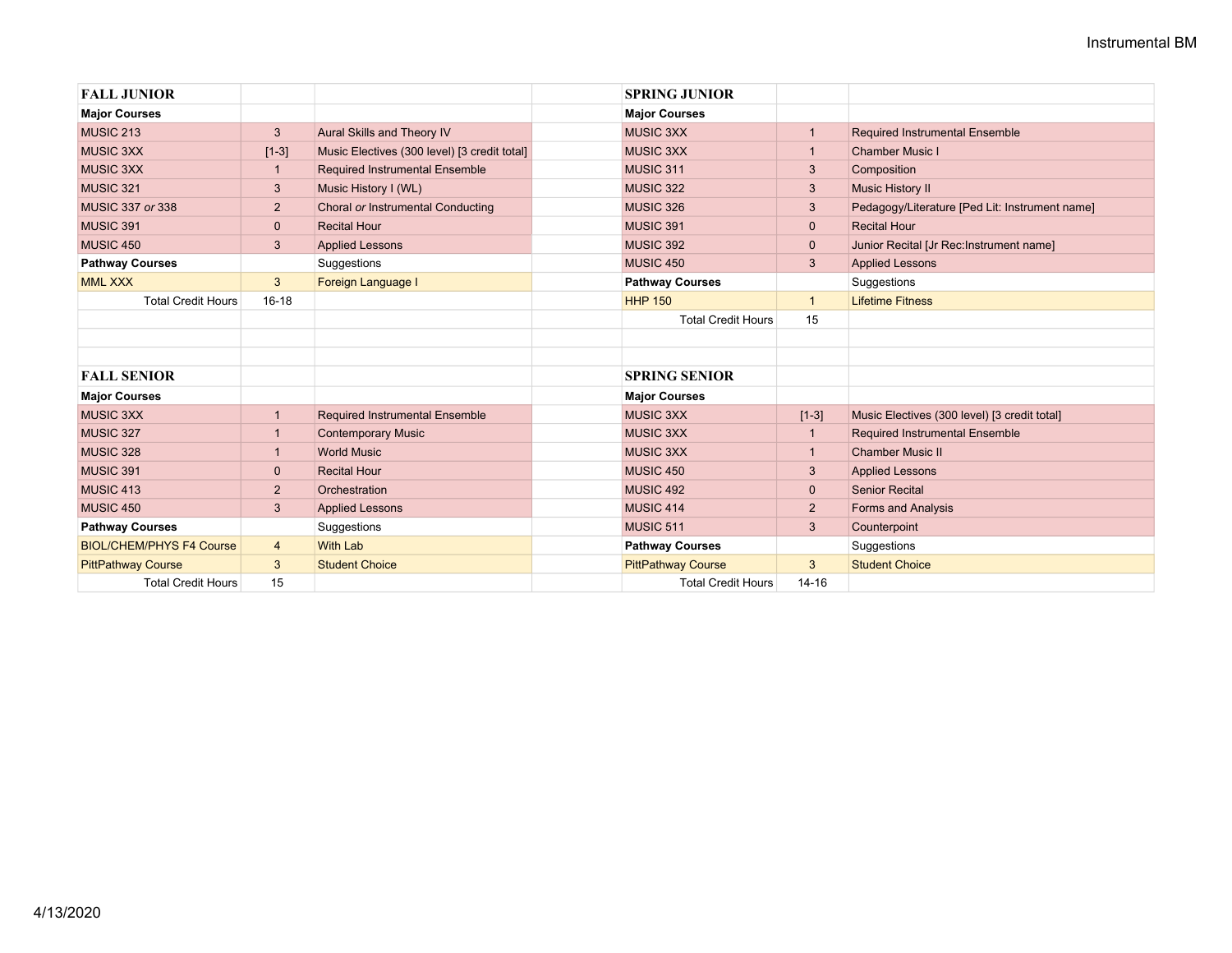Instrumental BM

| FALL JUNIOR | | |
|---|---|---|
| **Major Courses** | | |
| MUSIC 213 | 3 | Aural Skills and Theory IV |
| MUSIC 3XX | [1-3] | Music Electives (300 level) [3 credit total] |
| MUSIC 3XX | 1 | Required Instrumental Ensemble |
| MUSIC 321 | 3 | Music History I (WL) |
| MUSIC 337 *or* 338 | 2 | Choral *or* Instrumental Conducting |
| MUSIC 391 | 0 | Recital Hour |
| MUSIC 450 | 3 | Applied Lessons |
| **Pathway Courses** | | Suggestions |
| MML XXX | 3 | Foreign Language I |
| Total Credit Hours | 16-18 | |

| SPRING JUNIOR | | |
|---|---|---|
| **Major Courses** | | |
| MUSIC 3XX | 1 | Required Instrumental Ensemble |
| MUSIC 3XX | 1 | Chamber Music I |
| MUSIC 311 | 3 | Composition |
| MUSIC 322 | 3 | Music History II |
| MUSIC 326 | 3 | Pedagogy/Literature [Ped Lit: Instrument name] |
| MUSIC 391 | 0 | Recital Hour |
| MUSIC 392 | 0 | Junior Recital [Jr Rec:Instrument name] |
| MUSIC 450 | 3 | Applied Lessons |
| **Pathway Courses** | | Suggestions |
| HHP 150 | 1 | Lifetime Fitness |
| Total Credit Hours | 15 | |

| FALL SENIOR | | |
|---|---|---|
| **Major Courses** | | |
| MUSIC 3XX | 1 | Required Instrumental Ensemble |
| MUSIC 327 | 1 | Contemporary Music |
| MUSIC 328 | 1 | World Music |
| MUSIC 391 | 0 | Recital Hour |
| MUSIC 413 | 2 | Orchestration |
| MUSIC 450 | 3 | Applied Lessons |
| **Pathway Courses** | | Suggestions |
| BIOL/CHEM/PHYS F4 Course | 4 | With Lab |
| PittPathway Course | 3 | Student Choice |
| Total Credit Hours | 15 | |

| SPRING SENIOR | | |
|---|---|---|
| **Major Courses** | | |
| MUSIC 3XX | [1-3] | Music Electives (300 level) [3 credit total] |
| MUSIC 3XX | 1 | Required Instrumental Ensemble |
| MUSIC 3XX | 1 | Chamber Music II |
| MUSIC 450 | 3 | Applied Lessons |
| MUSIC 492 | 0 | Senior Recital |
| MUSIC 414 | 2 | Forms and Analysis |
| MUSIC 511 | 3 | Counterpoint |
| **Pathway Courses** | | Suggestions |
| PittPathway Course | 3 | Student Choice |
| Total Credit Hours | 14-16 | |

4/13/2020